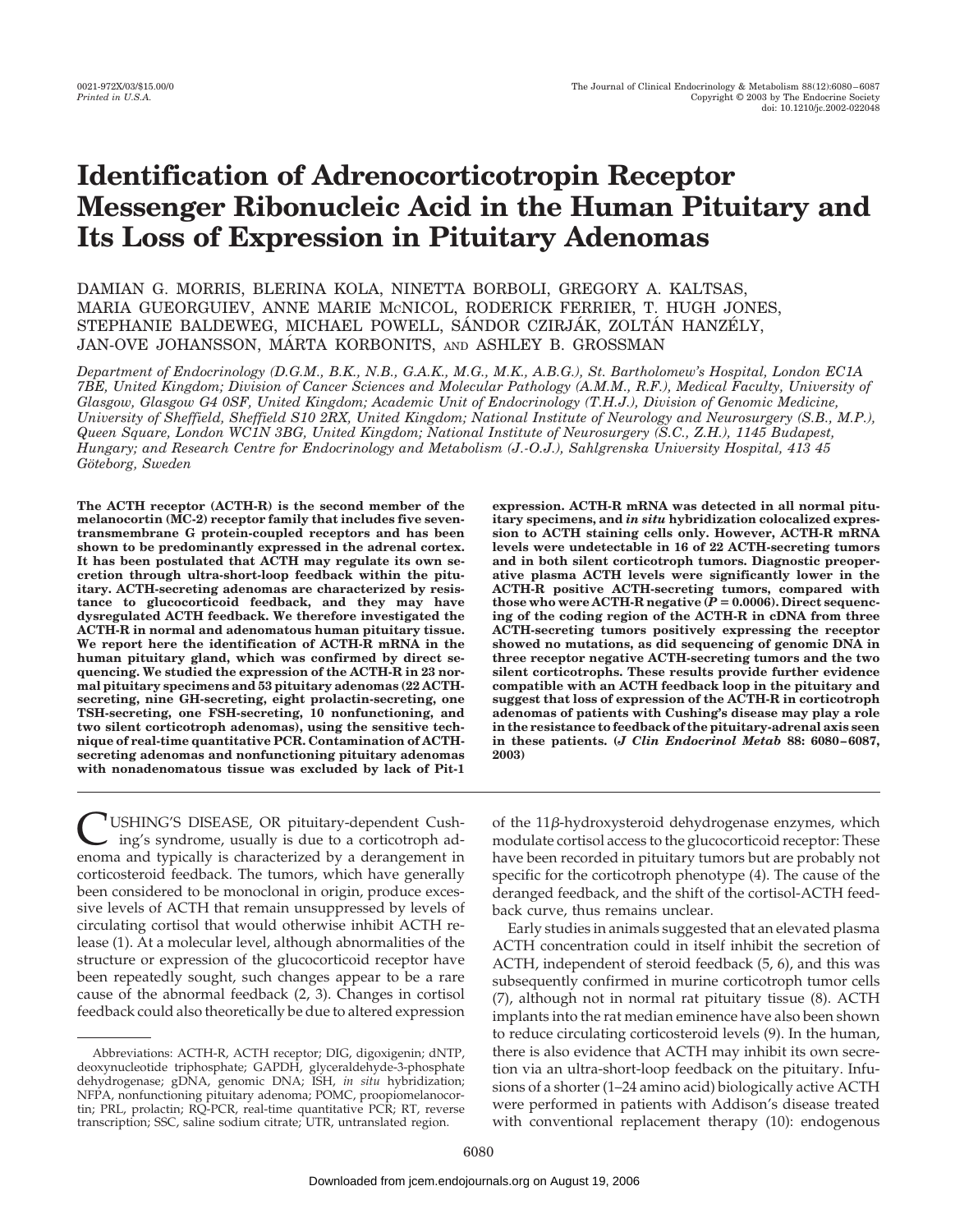# Identification of Adrenocorticotropin Receptor Messenger Ribonucleic Acid in the Human Pituitary and Its Loss of Expression in Pituitary Adenomas

DAMIAN G. MORRIS, BLERINA KOLA, NINETTA BORBOLI, GREGORY A. KALTSAS, MARIA GUEORGUIEV, ANNE MARIE McNICOL, RODERICK FERRIER, T. HUGH JONES, STEPHANIE BALDEWEG, MICHAEL POWELL, SÁNDOR CZIRJÁK, ZOLTÁN HANZÉLY, JAN-OVE JOHANSSON, MÁRTA KORBONITS, AND ASHLEY B. GROSSMAN

*Department of Endocrinology (D.G.M., B.K., N.B., G.A.K., M.G., M.K., A.B.G.), St. Bartholomew's Hospital, London EC1A 7BE, United Kingdom; Division of Cancer Sciences and Molecular Pathology (A.M.M., R.F.), Medical Faculty, University of Glasgow, Glasgow G4 0SF, United Kingdom; Academic Unit of Endocrinology (T.H.J.), Division of Genomic Medicine, University of Sheffield, Sheffield S10 2RX, United Kingdom; National Institute of Neurology and Neurosurgery (S.B., M.P.), Queen Square, London WC1N 3BG, United Kingdom; National Institute of Neurosurgery (S.C., Z.H.), 1145 Budapest, Hungary; and Research Centre for Endocrinology and Metabolism (J.-O.J.), Sahlgrenska University Hospital, 413 45 Göteborg, Sweden*

**The ACTH receptor (ACTH-R) is the second member of the melanocortin (MC-2) receptor family that includes five seven-transmembrane G protein-coupled receptors and has been shown to be predominantly expressed in the adrenal cortex. It has been postulated that ACTH may regulate its own secretion through ultra-short-loop feedback within the pituitary. ACTH-secreting adenomas are characterized by resistance to glucocorticoid feedback, and they may have dysregulated ACTH feedback. We therefore investigated the ACTH-R in normal and adenomatous human pituitary tissue. We report here the identification of ACTH-R mRNA in the human pituitary gland, which was confirmed by direct sequencing. We studied the expression of the ACTH-R in 23 normal pituitary specimens and 53 pituitary adenomas (22 ACTH-secreting, nine GH-secreting, eight prolactin-secreting, one TSH-secreting, one FSH-secreting, 10 nonfunctioning, and two silent corticotroph adenomas), using the sensitive technique of real-time quantitative PCR. Contamination of ACTH-secreting adenomas and nonfunctioning pituitary adenomas with nonadenomatous tissue was excluded by lack of Pit-1 expression. ACTH-R mRNA was detected in all normal pituitary specimens, and *in situ* hybridization colocalized expression to ACTH staining cells only. However, ACTH-R mRNA levels were undetectable in 16 of 22 ACTH-secreting tumors and in both silent corticotroph tumors. Diagnostic preoperative plasma ACTH levels were significantly lower in the ACTH-R positive ACTH-secreting tumors, compared with those who were ACTH-R negative ($P = 0.0006$). Direct sequencing of the coding region of the ACTH-R in cDNA from three ACTH-secreting tumors positively expressing the receptor showed no mutations, as did sequencing of genomic DNA in three receptor negative ACTH-secreting tumors and the two silent corticotrophs. These results provide further evidence compatible with an ACTH feedback loop in the pituitary and suggest that loss of expression of the ACTH-R in corticotroph adenomas of patients with Cushing's disease may play a role in the resistance to feedback of the pituitary-adrenal axis seen in these patients. (*J Clin Endocrinol Metab* 88: 6080–6087, 2003)**

CUSHING'S DISEASE, OR pituitary-dependent Cushing's syndrome, usually is due to a corticotroph adenoma and typically is characterized by a derangement in corticosteroid feedback. The tumors, which have generally been considered to be monoclonal in origin, produce excessive levels of ACTH that remain unsuppressed by levels of circulating cortisol that would otherwise inhibit ACTH release (1). At a molecular level, although abnormalities of the structure or expression of the glucocorticoid receptor have been repeatedly sought, such changes appear to be a rare cause of the abnormal feedback (2, 3). Changes in cortisol feedback could also theoretically be due to altered expression of the 11β-hydroxysteroid dehydrogenase enzymes, which modulate cortisol access to the glucocorticoid receptor: These have been recorded in pituitary tumors but are probably not specific for the corticotroph phenotype (4). The cause of the deranged feedback, and the shift of the cortisol-ACTH feedback curve, thus remains unclear.

Early studies in animals suggested that an elevated plasma ACTH concentration could in itself inhibit the secretion of ACTH, independent of steroid feedback (5, 6), and this was subsequently confirmed in murine corticotroph tumor cells (7), although not in normal rat pituitary tissue (8). ACTH implants into the rat median eminence have also been shown to reduce circulating corticosteroid levels (9). In the human, there is also evidence that ACTH may inhibit its own secretion via an ultra-short-loop feedback on the pituitary. Infusions of a shorter (1–24 amino acid) biologically active ACTH were performed in patients with Addison's disease treated with conventional replacement therapy (10): endogenous

Abbreviations: ACTH-R, ACTH receptor; DIG, digoxigenin; dNTP, deoxynucleotide triphosphate; GAPDH, glyceraldehyde-3-phosphate dehydrogenase; gDNA, genomic DNA; ISH, *in situ* hybridization; NFPA, nonfunctioning pituitary adenoma; POMC, proopiomelanocortin; PRL, prolactin; RQ-PCR, real-time quantitative PCR; RT, reverse transcription; SSC, saline sodium citrate; UTR, untranslated region.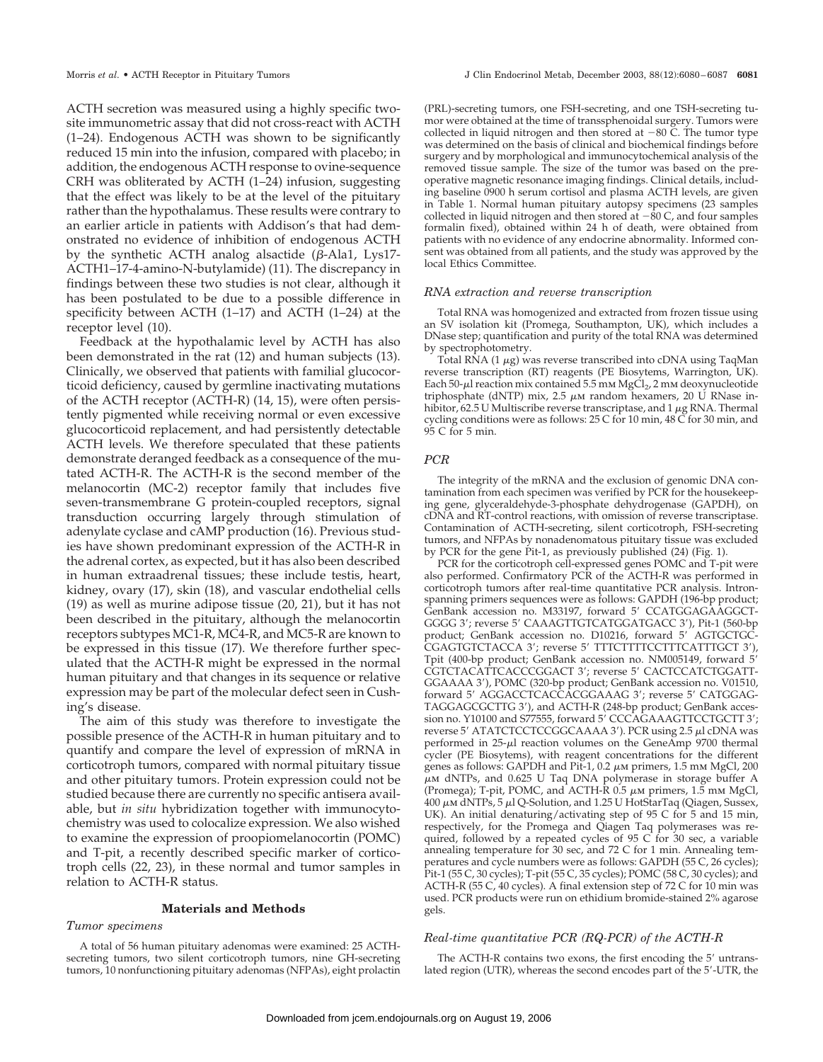ACTH secretion was measured using a highly specific two-site immunometric assay that did not cross-react with ACTH (1–24). Endogenous ACTH was shown to be significantly reduced 15 min into the infusion, compared with placebo; in addition, the endogenous ACTH response to ovine-sequence CRH was obliterated by ACTH (1–24) infusion, suggesting that the effect was likely to be at the level of the pituitary rather than the hypothalamus. These results were contrary to an earlier article in patients with Addison's that had demonstrated no evidence of inhibition of endogenous ACTH by the synthetic ACTH analog alsactide (β-Ala1, Lys17-ACTH1–17-4-amino-N-butylamide) (11). The discrepancy in findings between these two studies is not clear, although it has been postulated to be due to a possible difference in specificity between ACTH (1–17) and ACTH (1–24) at the receptor level (10).

Feedback at the hypothalamic level by ACTH has also been demonstrated in the rat (12) and human subjects (13). Clinically, we observed that patients with familial glucocorticoid deficiency, caused by germline inactivating mutations of the ACTH receptor (ACTH-R) (14, 15), were often persistently pigmented while receiving normal or even excessive glucocorticoid replacement, and had persistently detectable ACTH levels. We therefore speculated that these patients demonstrate deranged feedback as a consequence of the mutated ACTH-R. The ACTH-R is the second member of the melanocortin (MC-2) receptor family that includes five seven-transmembrane G protein-coupled receptors, signal transduction occurring largely through stimulation of adenylate cyclase and cAMP production (16). Previous studies have shown predominant expression of the ACTH-R in the adrenal cortex, as expected, but it has also been described in human extraadrenal tissues; these include testis, heart, kidney, ovary (17), skin (18), and vascular endothelial cells (19) as well as murine adipose tissue (20, 21), but it has not been described in the pituitary, although the melanocortin receptors subtypes MC1-R, MC4-R, and MC5-R are known to be expressed in this tissue (17). We therefore further speculated that the ACTH-R might be expressed in the normal human pituitary and that changes in its sequence or relative expression may be part of the molecular defect seen in Cushing's disease.

The aim of this study was therefore to investigate the possible presence of the ACTH-R in human pituitary and to quantify and compare the level of expression of mRNA in corticotroph tumors, compared with normal pituitary tissue and other pituitary tumors. Protein expression could not be studied because there are currently no specific antisera available, but *in situ* hybridization together with immunocytochemistry was used to colocalize expression. We also wished to examine the expression of proopiomelanocortin (POMC) and T-pit, a recently described specific marker of corticotroph cells (22, 23), in these normal and tumor samples in relation to ACTH-R status.

## Materials and Methods

### *Tumor specimens*

A total of 56 human pituitary adenomas were examined: 25 ACTH-secreting tumors, two silent corticotroph tumors, nine GH-secreting tumors, 10 nonfunctioning pituitary adenomas (NFPAs), eight prolactin (PRL)-secreting tumors, one FSH-secreting, and one TSH-secreting tumor were obtained at the time of transsphenoidal surgery. Tumors were collected in liquid nitrogen and then stored at −80 C. The tumor type was determined on the basis of clinical and biochemical findings before surgery and by morphological and immunocytochemical analysis of the removed tissue sample. The size of the tumor was based on the preoperative magnetic resonance imaging findings. Clinical details, including baseline 0900 h serum cortisol and plasma ACTH levels, are given in Table 1. Normal human pituitary autopsy specimens (23 samples collected in liquid nitrogen and then stored at −80 C, and four samples formalin fixed), obtained within 24 h of death, were obtained from patients with no evidence of any endocrine abnormality. Informed consent was obtained from all patients, and the study was approved by the local Ethics Committee.

### *RNA extraction and reverse transcription*

Total RNA was homogenized and extracted from frozen tissue using an SV isolation kit (Promega, Southampton, UK), which includes a DNase step; quantification and purity of the total RNA was determined by spectrophotometry.

Total RNA (1 μg) was reverse transcribed into cDNA using TaqMan reverse transcription (RT) reagents (PE Biosytems, Warrington, UK). Each 50-μl reaction mix contained 5.5 mM $MgCl_2$, 2 mM deoxynucleotide triphosphate (dNTP) mix, 2.5 μM random hexamers, 20 U RNase inhibitor, 62.5 U Multiscribe reverse transcriptase, and 1 μg RNA. Thermal cycling conditions were as follows: 25 C for 10 min, 48 C for 30 min, and 95 C for 5 min.

### *PCR*

The integrity of the mRNA and the exclusion of genomic DNA contamination from each specimen was verified by PCR for the housekeeping gene, glyceraldehyde-3-phosphate dehydrogenase (GAPDH), on cDNA and RT-control reactions, with omission of reverse transcriptase. Contamination of ACTH-secreting, silent corticotroph, FSH-secreting tumors, and NFPAs by nonadenomatous pituitary tissue was excluded by PCR for the gene Pit-1, as previously published (24) (Fig. 1).

PCR for the corticotroph cell-expressed genes POMC and T-pit were also performed. Confirmatory PCR of the ACTH-R was performed in corticotroph tumors after real-time quantitative PCR analysis. Intron-spanning primers sequences were as follows: GAPDH (196-bp product; GenBank accession no. M33197, forward 5′ CCATGGAGAAGGCTGGGG 3′; reverse 5′ CAAAGTTGTCATGGATGACC 3′), Pit-1 (560-bp product; GenBank accession no. D10216, forward 5′ AGTGCTGCCGAGTGTCTACCA 3′; reverse 5′ TTTCTTTTCCTTTCATTTGCT 3′), Tpit (400-bp product; GenBank accession no. NM005149, forward 5′ CGTCTACATTCACCCGGACT 3′; reverse 5′ CACTCCATCTGGATTGGAAAA 3′), POMC (320-bp product; GenBank accession no. V01510, forward 5′ AGGACCTCACCACGGAAAG 3′; reverse 5′ CATGGAGTAGGAGCGCTTG 3′), and ACTH-R (248-bp product; GenBank accession no. Y10100 and S77555, forward 5′ CCCAGAAAGTTCCTGCTT 3′; reverse 5′ ATATCTCCTCCGGCAAAA 3′). PCR using 2.5 μl cDNA was performed in 25-μl reaction volumes on the GeneAmp 9700 thermal cycler (PE Biosytems), with reagent concentrations for the different genes as follows: GAPDH and Pit-1, 0.2 μM primers, 1.5 mM MgCl, 200 μM dNTPs, and 0.625 U Taq DNA polymerase in storage buffer A (Promega); T-pit, POMC, and ACTH-R 0.5 μM primers, 1.5 mM MgCl, 400 μM dNTPs, 5 μl Q-Solution, and 1.25 U HotStarTaq (Qiagen, Sussex, UK). An initial denaturing/activating step of 95 C for 5 and 15 min, respectively, for the Promega and Qiagen Taq polymerases was required, followed by a repeated cycles of 95 C for 30 sec, a variable annealing temperature for 30 sec, and 72 C for 1 min. Annealing temperatures and cycle numbers were as follows: GAPDH (55 C, 26 cycles); Pit-1 (55 C, 30 cycles); T-pit (55 C, 35 cycles); POMC (58 C, 30 cycles); and ACTH-R (55 C, 40 cycles). A final extension step of 72 C for 10 min was used. PCR products were run on ethidium bromide-stained 2% agarose gels.

### *Real-time quantitative PCR (RQ-PCR) of the ACTH-R*

The ACTH-R contains two exons, the first encoding the 5′ untranslated region (UTR), whereas the second encodes part of the 5′-UTR, the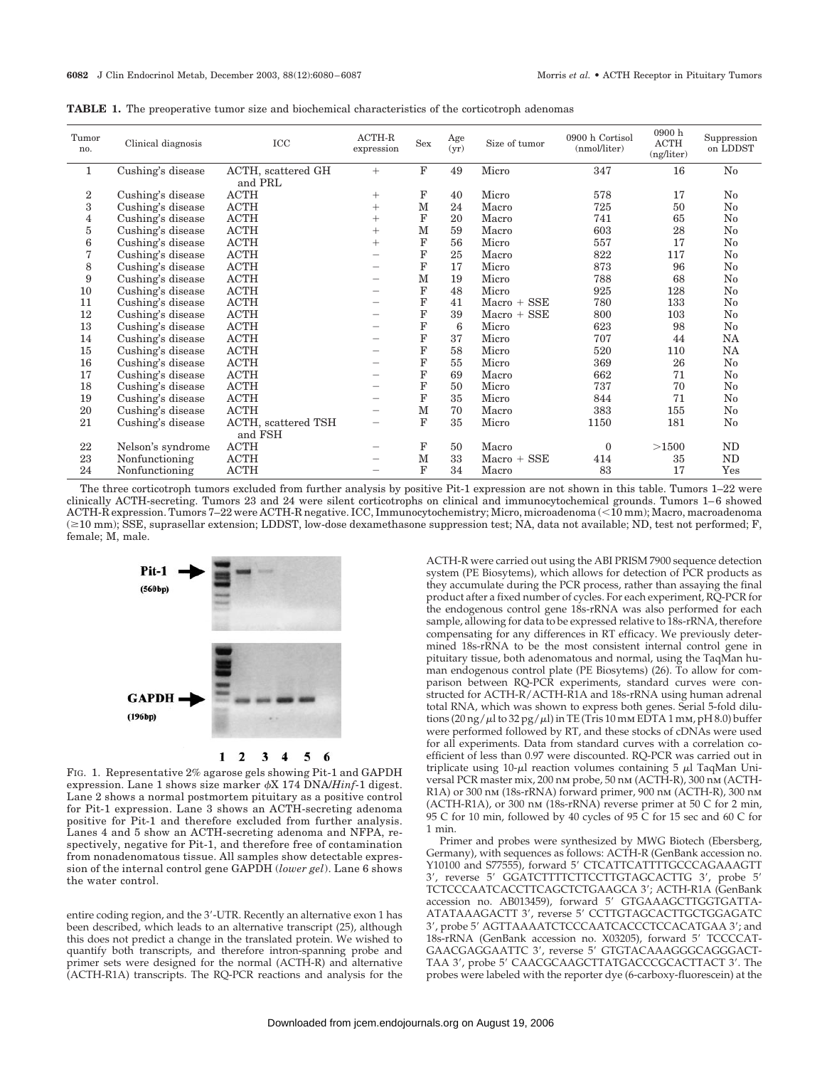**TABLE 1.** The preoperative tumor size and biochemical characteristics of the corticotroph adenomas

| Tumor no. | Clinical diagnosis | ICC | ACTH-R expression | Sex | Age (yr) | Size of tumor | 0900 h Cortisol (nmol/liter) | 0900 h ACTH (ng/liter) | Suppression on LDDST |
|---|---|---|---|---|---|---|---|---|---|
| 1 | Cushing's disease | ACTH, scattered GH and PRL | + | F | 49 | Micro | 347 | 16 | No |
| 2 | Cushing's disease | ACTH | + | F | 40 | Micro | 578 | 17 | No |
| 3 | Cushing's disease | ACTH | + | M | 24 | Macro | 725 | 50 | No |
| 4 | Cushing's disease | ACTH | + | F | 20 | Macro | 741 | 65 | No |
| 5 | Cushing's disease | ACTH | + | M | 59 | Macro | 603 | 28 | No |
| 6 | Cushing's disease | ACTH | + | F | 56 | Micro | 557 | 17 | No |
| 7 | Cushing's disease | ACTH | – | F | 25 | Macro | 822 | 117 | No |
| 8 | Cushing's disease | ACTH | – | F | 17 | Micro | 873 | 96 | No |
| 9 | Cushing's disease | ACTH | – | M | 19 | Micro | 788 | 68 | No |
| 10 | Cushing's disease | ACTH | – | F | 48 | Micro | 925 | 128 | No |
| 11 | Cushing's disease | ACTH | – | F | 41 | Macro + SSE | 780 | 133 | No |
| 12 | Cushing's disease | ACTH | – | F | 39 | Macro + SSE | 800 | 103 | No |
| 13 | Cushing's disease | ACTH | – | F | 6 | Micro | 623 | 98 | No |
| 14 | Cushing's disease | ACTH | – | F | 37 | Micro | 707 | 44 | NA |
| 15 | Cushing's disease | ACTH | – | F | 58 | Micro | 520 | 110 | NA |
| 16 | Cushing's disease | ACTH | – | F | 55 | Micro | 369 | 26 | No |
| 17 | Cushing's disease | ACTH | – | F | 69 | Macro | 662 | 71 | No |
| 18 | Cushing's disease | ACTH | – | F | 50 | Micro | 737 | 70 | No |
| 19 | Cushing's disease | ACTH | – | F | 35 | Micro | 844 | 71 | No |
| 20 | Cushing's disease | ACTH | – | M | 70 | Macro | 383 | 155 | No |
| 21 | Cushing's disease | ACTH, scattered TSH and FSH | – | F | 35 | Micro | 1150 | 181 | No |
| 22 | Nelson's syndrome | ACTH | – | F | 50 | Macro | 0 | >1500 | ND |
| 23 | Nonfunctioning | ACTH | – | M | 33 | Macro + SSE | 414 | 35 | ND |
| 24 | Nonfunctioning | ACTH | – | F | 34 | Macro | 83 | 17 | Yes |

The three corticotroph tumors excluded from further analysis by positive Pit-1 expression are not shown in this table. Tumors 1–22 were clinically ACTH-secreting. Tumors 23 and 24 were silent corticotrophs on clinical and immunocytochemical grounds. Tumors 1–6 showed ACTH-R expression. Tumors 7–22 were ACTH-R negative. ICC, Immunocytochemistry; Micro, microadenoma (<10 mm); Macro, macroadenoma (≥10 mm); SSE, suprasellar extension; LDDST, low-dose dexamethasone suppression test; NA, data not available; ND, test not performed; F, female; M, male.

FIG. 1. Representative 2% agarose gels showing Pit-1 and GAPDH expression. Lane 1 shows size marker φX 174 DNA/*Hinf*-1 digest. Lane 2 shows a normal postmortem pituitary as a positive control for Pit-1 expression. Lane 3 shows an ACTH-secreting adenoma positive for Pit-1 and therefore excluded from further analysis. Lanes 4 and 5 show an ACTH-secreting adenoma and NFPA, respectively, negative for Pit-1, and therefore free of contamination from nonadenomatous tissue. All samples show detectable expression of the internal control gene GAPDH (*lower gel*). Lane 6 shows the water control.

entire coding region, and the 3′-UTR. Recently an alternative exon 1 has been described, which leads to an alternative transcript (25), although this does not predict a change in the translated protein. We wished to quantify both transcripts, and therefore intron-spanning probe and primer sets were designed for the normal (ACTH-R) and alternative (ACTH-R1A) transcripts. The RQ-PCR reactions and analysis for the ACTH-R were carried out using the ABI PRISM 7900 sequence detection system (PE Biosytems), which allows for detection of PCR products as they accumulate during the PCR process, rather than assaying the final product after a fixed number of cycles. For each experiment, RQ-PCR for the endogenous control gene 18s-rRNA was also performed for each sample, allowing for data to be expressed relative to 18s-rRNA, therefore compensating for any differences in RT efficacy. We previously determined 18s-rRNA to be the most consistent internal control gene in pituitary tissue, both adenomatous and normal, using the TaqMan human endogenous control plate (PE Biosytems) (26). To allow for comparison between RQ-PCR experiments, standard curves were constructed for ACTH-R/ACTH-R1A and 18s-rRNA using human adrenal total RNA, which was shown to express both genes. Serial 5-fold dilutions (20 ng/μl to 32 pg/μl) in TE (Tris 10 mM EDTA 1 mM, pH 8.0) buffer were performed followed by RT, and these stocks of cDNAs were used for all experiments. Data from standard curves with a correlation coefficient of less than 0.97 were discounted. RQ-PCR was carried out in triplicate using 10-μl reaction volumes containing 5 μl TaqMan Universal PCR master mix, 200 nM probe, 50 nM (ACTH-R), 300 nM (ACTH-R1A) or 300 nM (18s-rRNA) forward primer, 900 nM (ACTH-R), 300 nM (ACTH-R1A), or 300 nM (18s-rRNA) reverse primer at 50 C for 2 min, 95 C for 10 min, followed by 40 cycles of 95 C for 15 sec and 60 C for 1 min.

Primer and probes were synthesized by MWG Biotech (Ebersberg, Germany), with sequences as follows: ACTH-R (GenBank accession no. Y10100 and S77555), forward 5′ CTCATTCATTTTGCCCAGAAAGTT 3′, reverse 5′ GGATCTTTTCTTCCTTGTAGCACTTG 3′, probe 5′ TCTCCCAATCACCTTCAGCTCTGAAGCA 3′; ACTH-R1A (GenBank accession no. AB013459), forward 5′ GTGAAAGCTTGGTGATTA-ATATAAAGACTT 3′, reverse 5′ CCTTGTAGCACTTGCTGGAGATC 3′, probe 5′ AGTTAAAATCTCCCAATCACCCTCCACATGAA 3′; and 18s-rRNA (GenBank accession no. X03205), forward 5′ TCCCCAT-GAACGAGGAATTC 3′, reverse 5′ GTGTACAAAGGGCAGGGACT-TAA 3′, probe 5′ CAACGCAAGCTTATGACCCGCACTTACT 3′. The probes were labeled with the reporter dye (6-carboxy-fluorescein) at the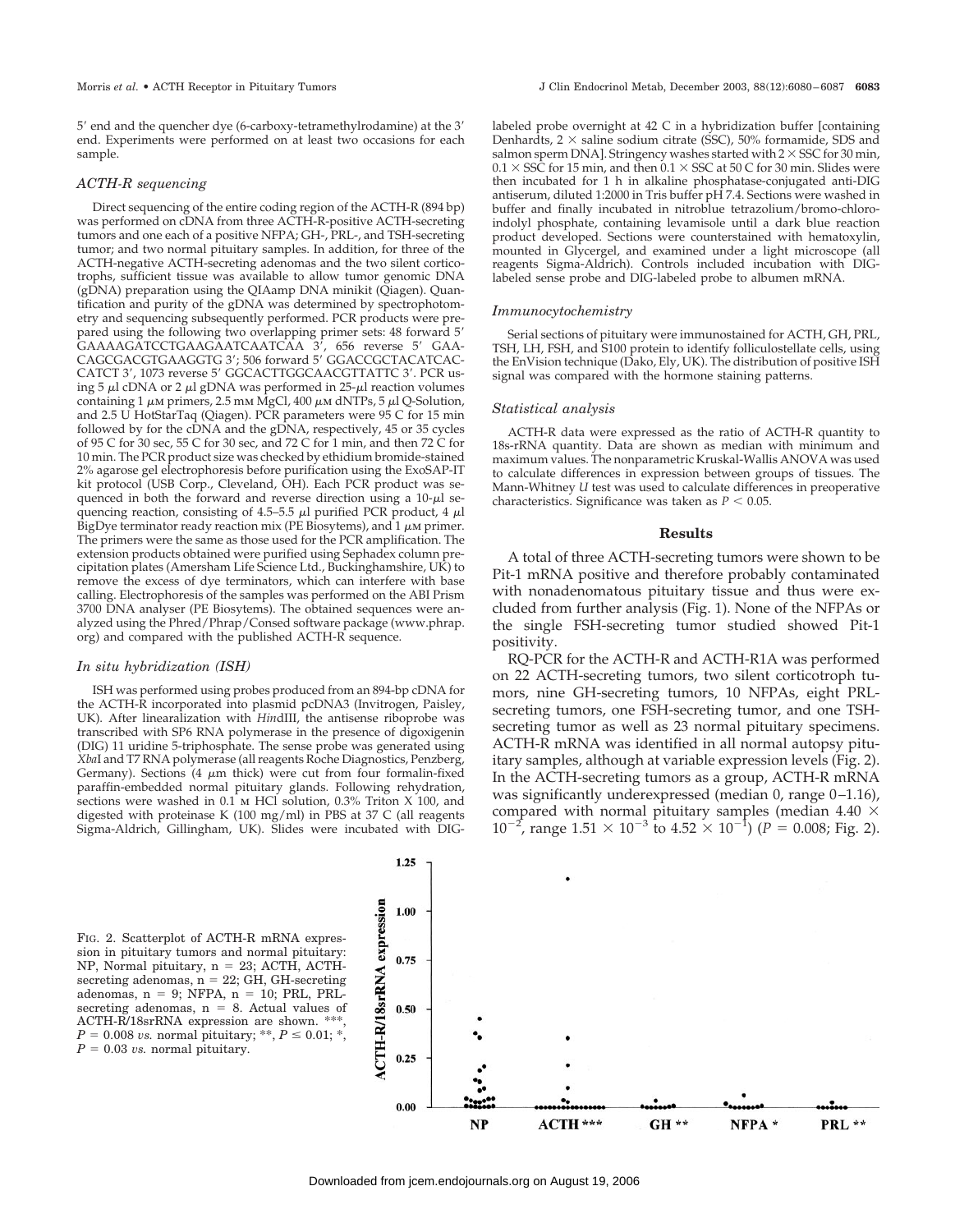5′ end and the quencher dye (6-carboxy-tetramethylrodamine) at the 3′ end. Experiments were performed on at least two occasions for each sample.

### *ACTH-R sequencing*

Direct sequencing of the entire coding region of the ACTH-R (894 bp) was performed on cDNA from three ACTH-R-positive ACTH-secreting tumors and one each of a positive NFPA; GH-, PRL-, and TSH-secreting tumor; and two normal pituitary samples. In addition, for three of the ACTH-negative ACTH-secreting adenomas and the two silent corticotrophs, sufficient tissue was available to allow tumor genomic DNA (gDNA) preparation using the QIAamp DNA minikit (Qiagen). Quantification and purity of the gDNA was determined by spectrophotometry and sequencing subsequently performed. PCR products were prepared using the following two overlapping primer sets: 48 forward 5′ GAAAAGATCCTGAAGAATCAATCAA 3′, 656 reverse 5′ GAACAGCGACGTGAAGGTG 3′; 506 forward 5′ GGACCGCTACATCACCATCT 3′, 1073 reverse 5′ GGCACTTGGCAACGTTATTC 3′. PCR using 5 μl cDNA or 2 μl gDNA was performed in 25-μl reaction volumes containing 1 μM primers, 2.5 mM MgCl, 400 μM dNTPs, 5 μl Q-Solution, and 2.5 U HotStarTaq (Qiagen). PCR parameters were 95 C for 15 min followed by for the cDNA and the gDNA, respectively, 45 or 35 cycles of 95 C for 30 sec, 55 C for 30 sec, and 72 C for 1 min, and then 72 C for 10 min. The PCR product size was checked by ethidium bromide-stained 2% agarose gel electrophoresis before purification using the ExoSAP-IT kit protocol (USB Corp., Cleveland, OH). Each PCR product was sequenced in both the forward and reverse direction using a 10-μl sequencing reaction, consisting of 4.5–5.5 μl purified PCR product, 4 μl BigDye terminator ready reaction mix (PE Biosytems), and 1 μM primer. The primers were the same as those used for the PCR amplification. The extension products obtained were purified using Sephadex column precipitation plates (Amersham Life Science Ltd., Buckinghamshire, UK) to remove the excess of dye terminators, which can interfere with base calling. Electrophoresis of the samples was performed on the ABI Prism 3700 DNA analyser (PE Biosytems). The obtained sequences were analyzed using the Phred/Phrap/Consed software package (www.phrap.org) and compared with the published ACTH-R sequence.

### *In situ hybridization (ISH)*

ISH was performed using probes produced from an 894-bp cDNA for the ACTH-R incorporated into plasmid pcDNA3 (Invitrogen, Paisley, UK). After linearalization with *Hin*dIII, the antisense riboprobe was transcribed with SP6 RNA polymerase in the presence of digoxigenin (DIG) 11 uridine 5-triphosphate. The sense probe was generated using *Xba*I and T7 RNA polymerase (all reagents Roche Diagnostics, Penzberg, Germany). Sections (4 μm thick) were cut from four formalin-fixed paraffin-embedded normal pituitary glands. Following rehydration, sections were washed in 0.1 M HCl solution, 0.3% Triton X 100, and digested with proteinase K (100 mg/ml) in PBS at 37 C (all reagents Sigma-Aldrich, Gillingham, UK). Slides were incubated with DIG-labeled probe overnight at 42 C in a hybridization buffer [containing Denhardts, 2 × saline sodium citrate (SSC), 50% formamide, SDS and salmon sperm DNA]. Stringency washes started with 2 × SSC for 30 min, 0.1 × SSC for 15 min, and then 0.1 × SSC at 50 C for 30 min. Slides were then incubated for 1 h in alkaline phosphatase-conjugated anti-DIG antiserum, diluted 1:2000 in Tris buffer pH 7.4. Sections were washed in buffer and finally incubated in nitroblue tetrazolium/bromo-chloro-indolyl phosphate, containing levamisole until a dark blue reaction product developed. Sections were counterstained with hematoxylin, mounted in Glycergel, and examined under a light microscope (all reagents Sigma-Aldrich). Controls included incubation with DIG-labeled sense probe and DIG-labeled probe to albumen mRNA.

### *Immunocytochemistry*

Serial sections of pituitary were immunostained for ACTH, GH, PRL, TSH, LH, FSH, and S100 protein to identify folliculostellate cells, using the EnVision technique (Dako, Ely, UK). The distribution of positive ISH signal was compared with the hormone staining patterns.

### *Statistical analysis*

ACTH-R data were expressed as the ratio of ACTH-R quantity to 18s-rRNA quantity. Data are shown as median with minimum and maximum values. The nonparametric Kruskal-Wallis ANOVA was used to calculate differences in expression between groups of tissues. The Mann-Whitney *U* test was used to calculate differences in preoperative characteristics. Significance was taken as $P < 0.05$.

## Results

A total of three ACTH-secreting tumors were shown to be Pit-1 mRNA positive and therefore probably contaminated with nonadenomatous pituitary tissue and thus were excluded from further analysis (Fig. 1). None of the NFPAs or the single FSH-secreting tumor studied showed Pit-1 positivity.

RQ-PCR for the ACTH-R and ACTH-R1A was performed on 22 ACTH-secreting tumors, two silent corticotroph tumors, nine GH-secreting tumors, 10 NFPAs, eight PRL-secreting tumors, one FSH-secreting tumor, and one TSH-secreting tumor as well as 23 normal pituitary specimens. ACTH-R mRNA was identified in all normal autopsy pituitary samples, although at variable expression levels (Fig. 2). In the ACTH-secreting tumors as a group, ACTH-R mRNA was significantly underexpressed (median 0, range 0–1.16), compared with normal pituitary samples (median $4.40 \times 10^{-2}$, range $1.51 \times 10^{-3}$ to $4.52 \times 10^{-1}$) ($P = 0.008$; Fig. 2).

FIG. 2. Scatterplot of ACTH-R mRNA expression in pituitary tumors and normal pituitary: NP, Normal pituitary, n = 23; ACTH, ACTH-secreting adenomas, n = 22; GH, GH-secreting adenomas, n = 9; NFPA, n = 10; PRL, PRL-secreting adenomas, n = 8. Actual values of ACTH-R/18srRNA expression are shown. ***, $P = 0.008$ *vs.* normal pituitary; **, $P \leq 0.01$; *, $P = 0.03$ *vs.* normal pituitary.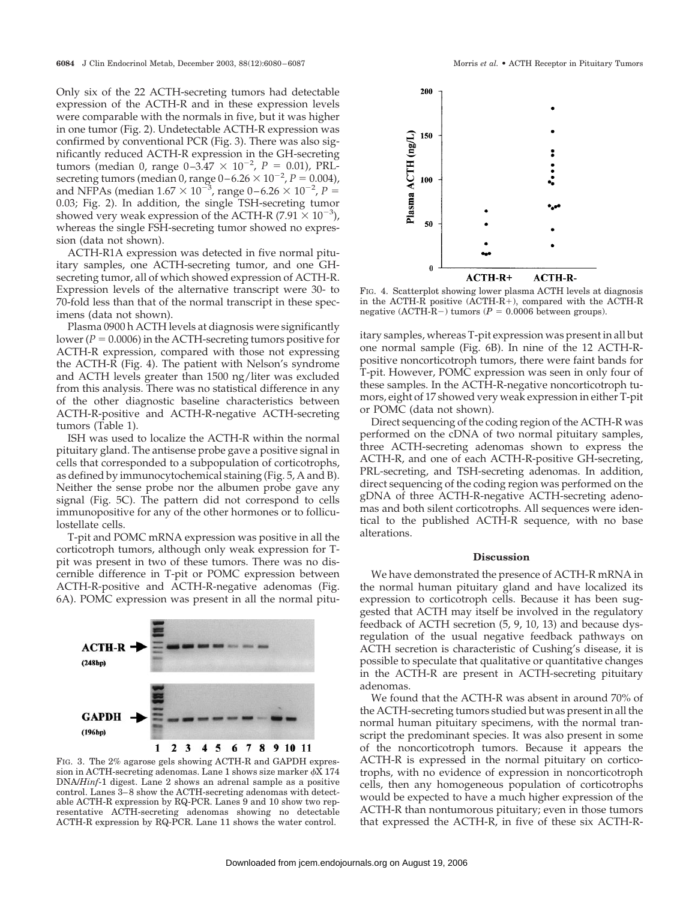Only six of the 22 ACTH-secreting tumors had detectable expression of the ACTH-R and in these expression levels were comparable with the normals in five, but it was higher in one tumor (Fig. 2). Undetectable ACTH-R expression was confirmed by conventional PCR (Fig. 3). There was also significantly reduced ACTH-R expression in the GH-secreting tumors (median 0, range $0–3.47 \times 10^{-2}$, $P = 0.01$), PRL-secreting tumors (median 0, range $0–6.26 \times 10^{-2}$, $P = 0.004$), and NFPAs (median $1.67 \times 10^{-3}$, range $0–6.26 \times 10^{-2}$, $P = 0.03$; Fig. 2). In addition, the single TSH-secreting tumor showed very weak expression of the ACTH-R ($7.91 \times 10^{-3}$), whereas the single FSH-secreting tumor showed no expression (data not shown).

ACTH-R1A expression was detected in five normal pituitary samples, one ACTH-secreting tumor, and one GH-secreting tumor, all of which showed expression of ACTH-R. Expression levels of the alternative transcript were 30- to 70-fold less than that of the normal transcript in these specimens (data not shown).

Plasma 0900 h ACTH levels at diagnosis were significantly lower ($P = 0.0006$) in the ACTH-secreting tumors positive for ACTH-R expression, compared with those not expressing the ACTH-R (Fig. 4). The patient with Nelson's syndrome and ACTH levels greater than 1500 ng/liter was excluded from this analysis. There was no statistical difference in any of the other diagnostic baseline characteristics between ACTH-R-positive and ACTH-R-negative ACTH-secreting tumors (Table 1).

ISH was used to localize the ACTH-R within the normal pituitary gland. The antisense probe gave a positive signal in cells that corresponded to a subpopulation of corticotrophs, as defined by immunocytochemical staining (Fig. 5, A and B). Neither the sense probe nor the albumen probe gave any signal (Fig. 5C). The pattern did not correspond to cells immunopositive for any of the other hormones or to folliculostellate cells.

T-pit and POMC mRNA expression was positive in all the corticotroph tumors, although only weak expression for T-pit was present in two of these tumors. There was no discernible difference in T-pit or POMC expression between ACTH-R-positive and ACTH-R-negative adenomas (Fig. 6A). POMC expression was present in all the normal pituitary samples, whereas T-pit expression was present in all but one normal sample (Fig. 6B). In nine of the 12 ACTH-R-positive noncorticotroph tumors, there were faint bands for T-pit. However, POMC expression was seen in only four of these samples. In the ACTH-R-negative noncorticotroph tumors, eight of 17 showed very weak expression in either T-pit or POMC (data not shown).

FIG. 3. The 2% agarose gels showing ACTH-R and GAPDH expression in ACTH-secreting adenomas. Lane 1 shows size marker $\phi$X 174 DNA/*Hinf*-1 digest. Lane 2 shows an adrenal sample as a positive control. Lanes 3–8 show the ACTH-secreting adenomas with detectable ACTH-R expression by RQ-PCR. Lanes 9 and 10 show two representative ACTH-secreting adenomas showing no detectable ACTH-R expression by RQ-PCR. Lane 11 shows the water control.

FIG. 4. Scatterplot showing lower plasma ACTH levels at diagnosis in the ACTH-R positive (ACTH-R+), compared with the ACTH-R negative (ACTH-R−) tumors ($P = 0.0006$ between groups).

Direct sequencing of the coding region of the ACTH-R was performed on the cDNA of two normal pituitary samples, three ACTH-secreting adenomas shown to express the ACTH-R, and one of each ACTH-R-positive GH-secreting, PRL-secreting, and TSH-secreting adenomas. In addition, direct sequencing of the coding region was performed on the gDNA of three ACTH-R-negative ACTH-secreting adenomas and both silent corticotrophs. All sequences were identical to the published ACTH-R sequence, with no base alterations.

## Discussion

We have demonstrated the presence of ACTH-R mRNA in the normal human pituitary gland and have localized its expression to corticotroph cells. Because it has been suggested that ACTH may itself be involved in the regulatory feedback of ACTH secretion (5, 9, 10, 13) and because dysregulation of the usual negative feedback pathways on ACTH secretion is characteristic of Cushing's disease, it is possible to speculate that qualitative or quantitative changes in the ACTH-R are present in ACTH-secreting pituitary adenomas.

We found that the ACTH-R was absent in around 70% of the ACTH-secreting tumors studied but was present in all the normal human pituitary specimens, with the normal transcript the predominant species. It was also present in some of the noncorticotroph tumors. Because it appears the ACTH-R is expressed in the normal pituitary on corticotrophs, with no evidence of expression in noncorticotroph cells, then any homogeneous population of corticotrophs would be expected to have a much higher expression of the ACTH-R than nontumorous pituitary; even in those tumors that expressed the ACTH-R, in five of these six ACTH-R-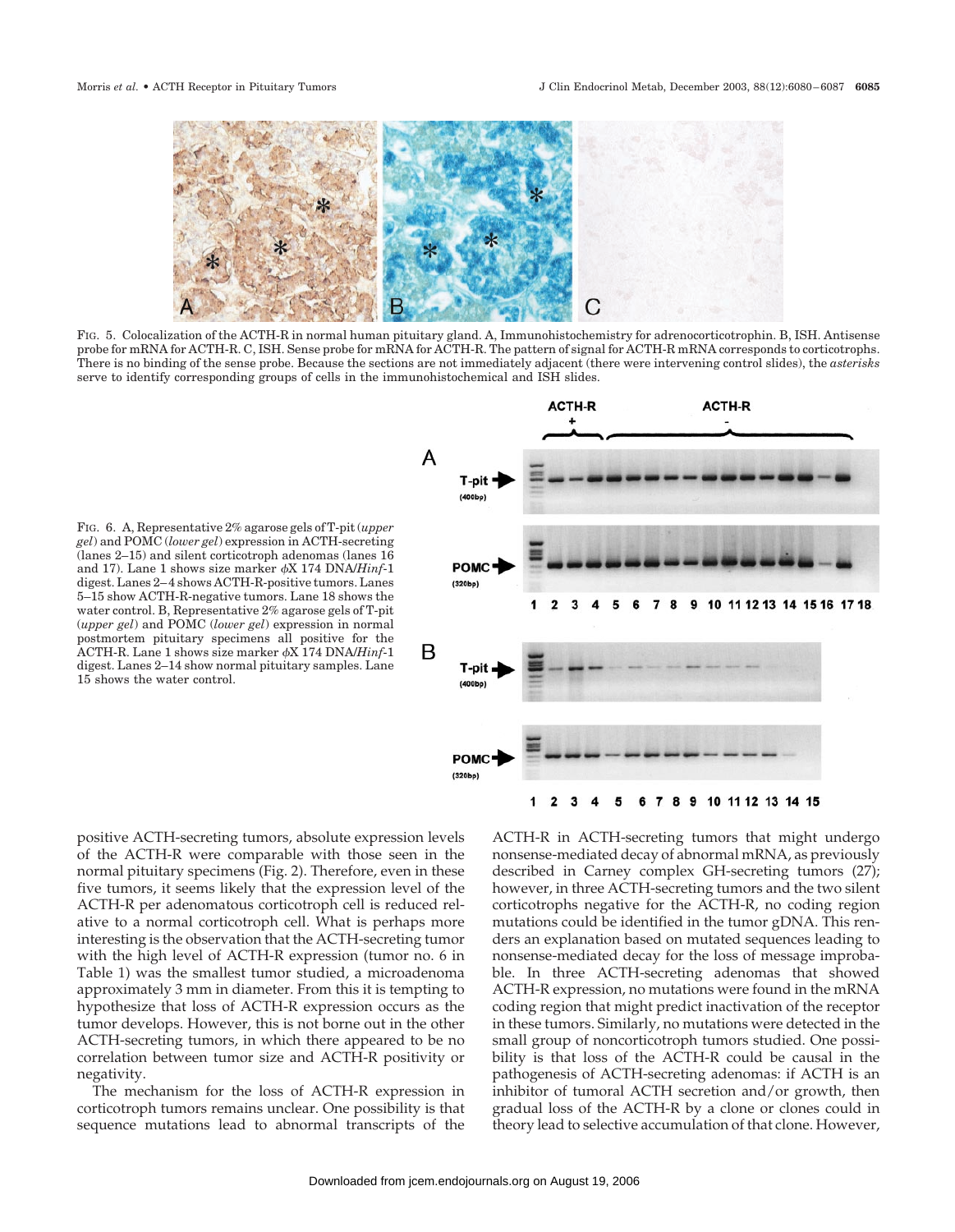FIG. 5. Colocalization of the ACTH-R in normal human pituitary gland. A, Immunohistochemistry for adrenocorticotrophin. B, ISH. Antisense probe for mRNA for ACTH-R. The pattern of signal for ACTH-R mRNA corresponds to corticotrophs. C, ISH. Sense probe for mRNA for ACTH-R. There is no binding of the sense probe. Because the sections are not immediately adjacent (there were intervening control slides), the *asterisks* serve to identify corresponding groups of cells in the immunohistochemical and ISH slides.

FIG. 6. A, Representative 2% agarose gels of T-pit (*upper gel*) and POMC (*lower gel*) expression in ACTH-secreting (lanes 2–15) and silent corticotroph adenomas (lanes 16 and 17). Lane 1 shows size marker ϕX 174 DNA/*Hinf*-1 digest. Lanes 2–4 shows ACTH-R-positive tumors. Lanes 5–15 show ACTH-R-negative tumors. Lane 18 shows the water control. B, Representative 2% agarose gels of T-pit (*upper gel*) and POMC (*lower gel*) expression in normal postmortem pituitary specimens all positive for the ACTH-R. Lane 1 shows size marker ϕX 174 DNA/*Hinf*-1 digest. Lanes 2–14 show normal pituitary samples. Lane 15 shows the water control.

positive ACTH-secreting tumors, absolute expression levels of the ACTH-R were comparable with those seen in the normal pituitary specimens (Fig. 2). Therefore, even in these five tumors, it seems likely that the expression level of the ACTH-R per adenomatous corticotroph cell is reduced relative to a normal corticotroph cell. What is perhaps more interesting is the observation that the ACTH-secreting tumor with the high level of ACTH-R expression (tumor no. 6 in Table 1) was the smallest tumor studied, a microadenoma approximately 3 mm in diameter. From this it is tempting to hypothesize that loss of ACTH-R expression occurs as the tumor develops. However, this is not borne out in the other ACTH-secreting tumors, in which there appeared to be no correlation between tumor size and ACTH-R positivity or negativity.

The mechanism for the loss of ACTH-R expression in corticotroph tumors remains unclear. One possibility is that sequence mutations lead to abnormal transcripts of the ACTH-R in ACTH-secreting tumors that might undergo nonsense-mediated decay of abnormal mRNA, as previously described in Carney complex GH-secreting tumors (27); however, in three ACTH-secreting tumors and the two silent corticotrophs negative for the ACTH-R, no coding region mutations could be identified in the tumor gDNA. This renders an explanation based on mutated sequences leading to nonsense-mediated decay for the loss of message improbable. In three ACTH-secreting adenomas that showed ACTH-R expression, no mutations were found in the mRNA coding region that might predict inactivation of the receptor in these tumors. Similarly, no mutations were detected in the small group of noncorticotroph tumors studied. One possibility is that loss of the ACTH-R could be causal in the pathogenesis of ACTH-secreting adenomas: if ACTH is an inhibitor of tumoral ACTH secretion and/or growth, then gradual loss of the ACTH-R by a clone or clones could in theory lead to selective accumulation of that clone. However,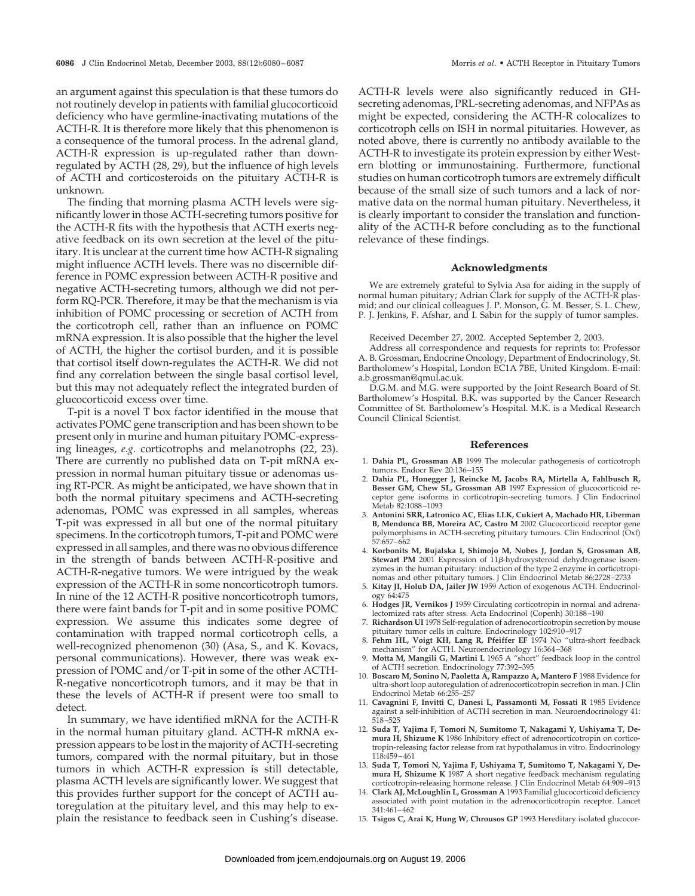an argument against this speculation is that these tumors do not routinely develop in patients with familial glucocorticoid deficiency who have germline-inactivating mutations of the ACTH-R. It is therefore more likely that this phenomenon is a consequence of the tumoral process. In the adrenal gland, ACTH-R expression is up-regulated rather than down-regulated by ACTH (28, 29), but the influence of high levels of ACTH and corticosteroids on the pituitary ACTH-R is unknown.

The finding that morning plasma ACTH levels were significantly lower in those ACTH-secreting tumors positive for the ACTH-R fits with the hypothesis that ACTH exerts negative feedback on its own secretion at the level of the pituitary. It is unclear at the current time how ACTH-R signaling might influence ACTH levels. There was no discernible difference in POMC expression between ACTH-R positive and negative ACTH-secreting tumors, although we did not perform RQ-PCR. Therefore, it may be that the mechanism is via inhibition of POMC processing or secretion of ACTH from the corticotroph cell, rather than an influence on POMC mRNA expression. It is also possible that the higher the level of ACTH, the higher the cortisol burden, and it is possible that cortisol itself down-regulates the ACTH-R. We did not find any correlation between the single basal cortisol level, but this may not adequately reflect the integrated burden of glucocorticoid excess over time.

T-pit is a novel T box factor identified in the mouse that activates POMC gene transcription and has been shown to be present only in murine and human pituitary POMC-expressing lineages, *e.g.* corticotrophs and melanotrophs (22, 23). There are currently no published data on T-pit mRNA expression in normal human pituitary tissue or adenomas using RT-PCR. As might be anticipated, we have shown that in both the normal pituitary specimens and ACTH-secreting adenomas, POMC was expressed in all samples, whereas T-pit was expressed in all but one of the normal pituitary specimens. In the corticotroph tumors, T-pit and POMC were expressed in all samples, and there was no obvious difference in the strength of bands between ACTH-R-positive and ACTH-R-negative tumors. We were intrigued by the weak expression of the ACTH-R in some noncorticotroph tumors. In nine of the 12 ACTH-R positive noncorticotroph tumors, there were faint bands for T-pit and in some positive POMC expression. We assume this indicates some degree of contamination with trapped normal corticotroph cells, a well-recognized phenomenon (30) (Asa, S., and K. Kovacs, personal communications). However, there was weak expression of POMC and/or T-pit in some of the other ACTH-R-negative noncorticotroph tumors, and it may be that in these the levels of ACTH-R if present were too small to detect.

In summary, we have identified mRNA for the ACTH-R in the normal human pituitary gland. ACTH-R mRNA expression appears to be lost in the majority of ACTH-secreting tumors, compared with the normal pituitary, but in those tumors in which ACTH-R expression is still detectable, plasma ACTH levels are significantly lower. We suggest that this provides further support for the concept of ACTH autoregulation at the pituitary level, and this may help to explain the resistance to feedback seen in Cushing's disease.

ACTH-R levels were also significantly reduced in GH-secreting adenomas, PRL-secreting adenomas, and NFPAs as might be expected, considering the ACTH-R colocalizes to corticotroph cells on ISH in normal pituitaries. However, as noted above, there is currently no antibody available to the ACTH-R to investigate its protein expression by either Western blotting or immunostaining. Furthermore, functional studies on human corticotroph tumors are extremely difficult because of the small size of such tumors and a lack of normative data on the normal human pituitary. Nevertheless, it is clearly important to consider the translation and functionality of the ACTH-R before concluding as to the functional relevance of these findings.

## Acknowledgments

We are extremely grateful to Sylvia Asa for aiding in the supply of normal human pituitary; Adrian Clark for supply of the ACTH-R plasmid; and our clinical colleagues J. P. Monson, G. M. Besser, S. L. Chew, P. J. Jenkins, F. Afshar, and I. Sabin for the supply of tumor samples.

Received December 27, 2002. Accepted September 2, 2003.

Address all correspondence and requests for reprints to: Professor A. B. Grossman, Endocrine Oncology, Department of Endocrinology, St. Bartholomew's Hospital, London EC1A 7BE, United Kingdom. E-mail: a.b.grossman@qmul.ac.uk.

D.G.M. and M.G. were supported by the Joint Research Board of St. Bartholomew's Hospital. B.K. was supported by the Cancer Research Committee of St. Bartholomew's Hospital. M.K. is a Medical Research Council Clinical Scientist.

## References

1. **Dahia PL, Grossman AB** 1999 The molecular pathogenesis of corticotroph tumors. Endocr Rev 20:136–155
2. **Dahia PL, Honegger J, Reincke M, Jacobs RA, Mirtella A, Fahlbusch R, Besser GM, Chew SL, Grossman AB** 1997 Expression of glucocorticoid receptor gene isoforms in corticotropin-secreting tumors. J Clin Endocrinol Metab 82:1088–1093
3. **Antonini SRR, Latronico AC, Elias LLK, Cukiert A, Machado HR, Liberman B, Mendonca BB, Moreira AC, Castro M** 2002 Glucocorticoid receptor gene polymorphisms in ACTH-secreting pituitary tumours. Clin Endocrinol (Oxf) 57:657–662
4. **Korbonits M, Bujalska I, Shimojo M, Nobes J, Jordan S, Grossman AB, Stewart PM** 2001 Expression of 11β-hydroxysteroid dehydrogenase isoenzymes in the human pituitary: induction of the type 2 enzyme in corticotropinomas and other pituitary tumors. J Clin Endocrinol Metab 86:2728–2733
5. **Kitay JI, Holub DA, Jailer JW** 1959 Action of exogenous ACTH. Endocrinology 64:475
6. **Hodges JR, Vernikos J** 1959 Circulating corticotropin in normal and adrenalectomized rats after stress. Acta Endocrinol (Copenh) 30:188–190
7. **Richardson UI** 1978 Self-regulation of adrenocorticotropin secretion by mouse pituitary tumor cells in culture. Endocrinology 102:910–917
8. **Fehm HL, Voigt KH, Lang R, Pfeiffer EF** 1974 No "ultra-short feedback mechanism" for ACTH. Neuroendocrinology 16:364–368
9. **Motta M, Mangili G, Martini L** 1965 A "short" feedback loop in the control of ACTH secretion. Endocrinology 77:392–395
10. **Boscaro M, Sonino N, Paoletta A, Rampazzo A, Mantero F** 1988 Evidence for ultra-short loop autoregulation of adrenocorticotropin secretion in man. J Clin Endocrinol Metab 66:255–257
11. **Cavagnini F, Invitti C, Danesi L, Passamonti M, Fossati R** 1985 Evidence against a self-inhibition of ACTH secretion in man. Neuroendocrinology 41: 518–525
12. **Suda T, Yajima F, Tomori N, Sumitomo T, Nakagami Y, Ushiyama T, Demura H, Shizume K** 1986 Inhibitory effect of adrenocorticotropin on corticotropin-releasing factor release from rat hypothalamus in vitro. Endocrinology 118:459–461
13. **Suda T, Tomori N, Yajima F, Ushiyama T, Sumitomo T, Nakagami Y, Demura H, Shizume K** 1987 A short negative feedback mechanism regulating corticotropin-releasing hormone release. J Clin Endocrinol Metab 64:909–913
14. **Clark AJ, McLoughlin L, Grossman A** 1993 Familial glucocorticoid deficiency associated with point mutation in the adrenocorticotropin receptor. Lancet 341:461–462
15. **Tsigos C, Arai K, Hung W, Chrousos GP** 1993 Hereditary isolated glucocor-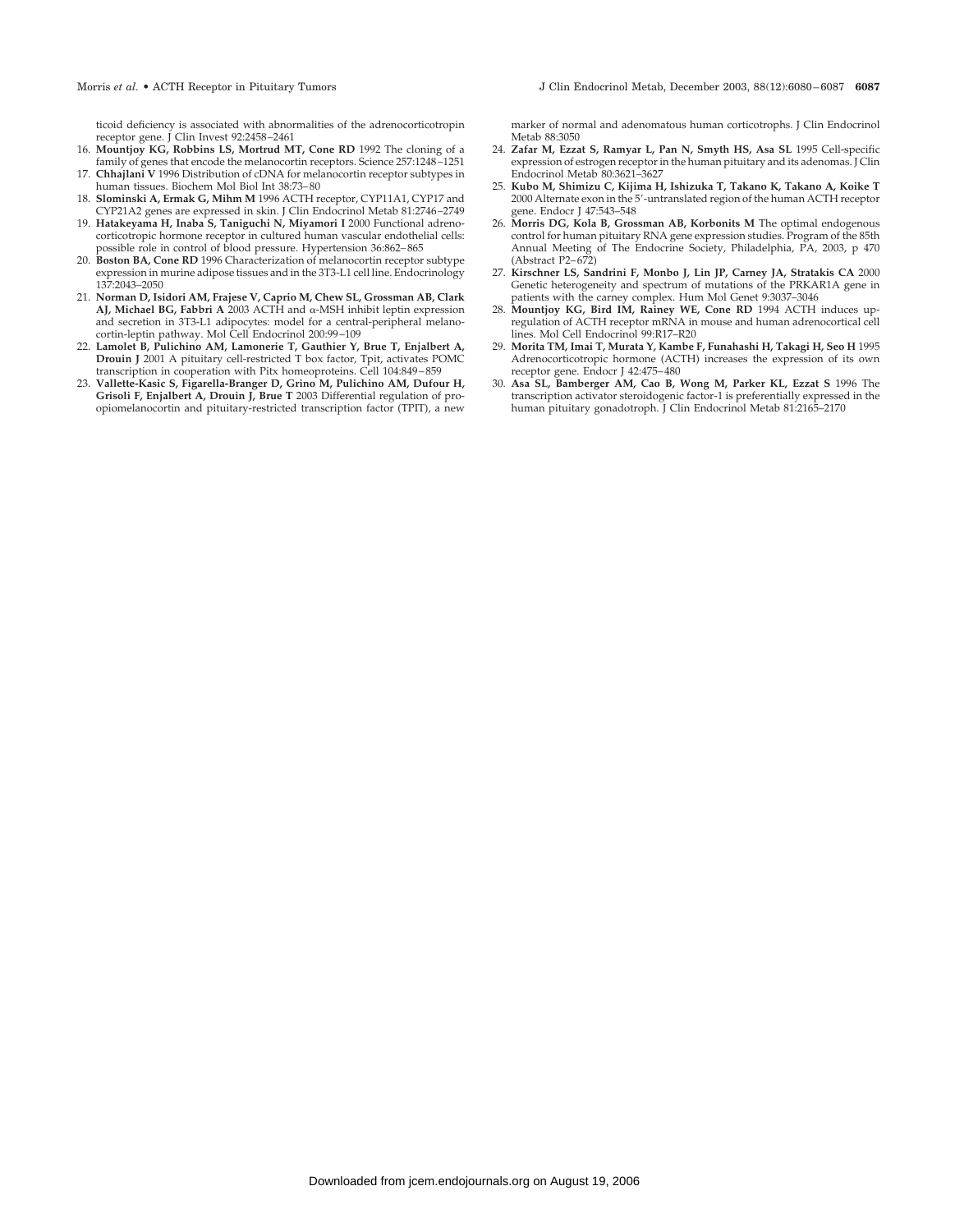ticoid deficiency is associated with abnormalities of the adrenocorticotropin receptor gene. J Clin Invest 92:2458–2461

16. **Mountjoy KG, Robbins LS, Mortrud MT, Cone RD** 1992 The cloning of a family of genes that encode the melanocortin receptors. Science 257:1248–1251
17. **Chhajlani V** 1996 Distribution of cDNA for melanocortin receptor subtypes in human tissues. Biochem Mol Biol Int 38:73–80
18. **Slominski A, Ermak G, Mihm M** 1996 ACTH receptor, CYP11A1, CYP17 and CYP21A2 genes are expressed in skin. J Clin Endocrinol Metab 81:2746–2749
19. **Hatakeyama H, Inaba S, Taniguchi N, Miyamori I** 2000 Functional adrenocorticotropic hormone receptor in cultured human vascular endothelial cells: possible role in control of blood pressure. Hypertension 36:862–865
20. **Boston BA, Cone RD** 1996 Characterization of melanocortin receptor subtype expression in murine adipose tissues and in the 3T3-L1 cell line. Endocrinology 137:2043–2050
21. **Norman D, Isidori AM, Frajese V, Caprio M, Chew SL, Grossman AB, Clark AJ, Michael BG, Fabbri A** 2003 ACTH and α-MSH inhibit leptin expression and secretion in 3T3-L1 adipocytes: model for a central-peripheral melanocortin-leptin pathway. Mol Cell Endocrinol 200:99–109
22. **Lamolet B, Pulichino AM, Lamonerie T, Gauthier Y, Brue T, Enjalbert A, Drouin J** 2001 A pituitary cell-restricted T box factor, Tpit, activates POMC transcription in cooperation with Pitx homeoproteins. Cell 104:849–859
23. **Vallette-Kasic S, Figarella-Branger D, Grino M, Pulichino AM, Dufour H, Grisoli F, Enjalbert A, Drouin J, Brue T** 2003 Differential regulation of proopiomelanocortin and pituitary-restricted transcription factor (TPIT), a new marker of normal and adenomatous human corticotrophs. J Clin Endocrinol Metab 88:3050
24. **Zafar M, Ezzat S, Ramyar L, Pan N, Smyth HS, Asa SL** 1995 Cell-specific expression of estrogen receptor in the human pituitary and its adenomas. J Clin Endocrinol Metab 80:3621–3627
25. **Kubo M, Shimizu C, Kijima H, Ishizuka T, Takano K, Takano A, Koike T** 2000 Alternate exon in the 5′-untranslated region of the human ACTH receptor gene. Endocr J 47:543–548
26. **Morris DG, Kola B, Grossman AB, Korbonits M** The optimal endogenous control for human pituitary RNA gene expression studies. Program of the 85th Annual Meeting of The Endocrine Society, Philadelphia, PA, 2003, p 470 (Abstract P2–672)
27. **Kirschner LS, Sandrini F, Monbo J, Lin JP, Carney JA, Stratakis CA** 2000 Genetic heterogeneity and spectrum of mutations of the PRKAR1A gene in patients with the carney complex. Hum Mol Genet 9:3037–3046
28. **Mountjoy KG, Bird IM, Rainey WE, Cone RD** 1994 ACTH induces upregulation of ACTH receptor mRNA in mouse and human adrenocortical cell lines. Mol Cell Endocrinol 99:R17–R20
29. **Morita TM, Imai T, Murata Y, Kambe F, Funahashi H, Takagi H, Seo H** 1995 Adrenocorticotropic hormone (ACTH) increases the expression of its own receptor gene. Endocr J 42:475–480
30. **Asa SL, Bamberger AM, Cao B, Wong M, Parker KL, Ezzat S** 1996 The transcription activator steroidogenic factor-1 is preferentially expressed in the human pituitary gonadotroph. J Clin Endocrinol Metab 81:2165–2170